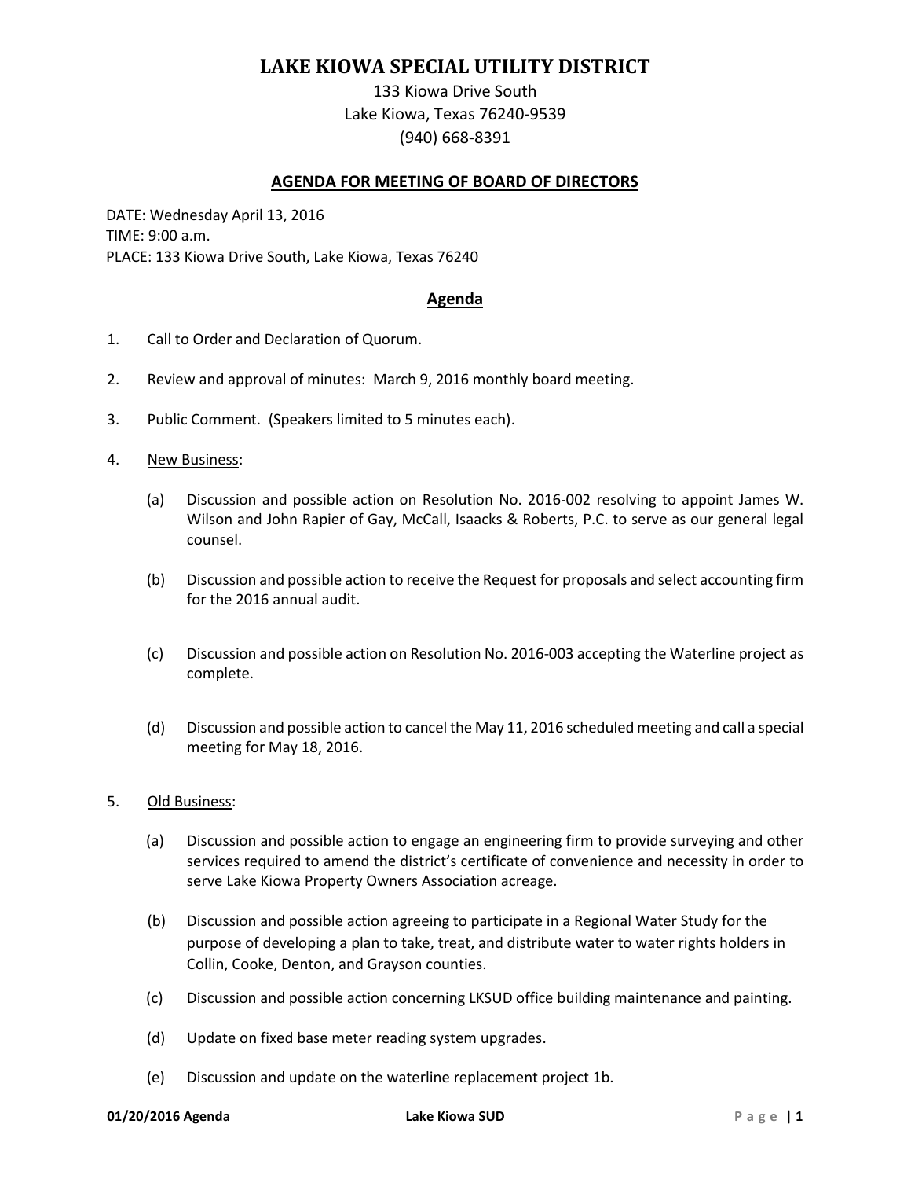# LAKE KIOWA SPECIAL UTILITY DISTRICT

133 Kiowa Drive South
Lake Kiowa, Texas 76240-9539
(940) 668-8391

## AGENDA FOR MEETING OF BOARD OF DIRECTORS

DATE: Wednesday April 13, 2016
TIME: 9:00 a.m.
PLACE: 133 Kiowa Drive South, Lake Kiowa, Texas 76240

## Agenda

1. Call to Order and Declaration of Quorum.

2. Review and approval of minutes: March 9, 2016 monthly board meeting.

3. Public Comment. (Speakers limited to 5 minutes each).

4. New Business:

   (a) Discussion and possible action on Resolution No. 2016-002 resolving to appoint James W. Wilson and John Rapier of Gay, McCall, Isaacks & Roberts, P.C. to serve as our general legal counsel.

   (b) Discussion and possible action to receive the Request for proposals and select accounting firm for the 2016 annual audit.

   (c) Discussion and possible action on Resolution No. 2016-003 accepting the Waterline project as complete.

   (d) Discussion and possible action to cancel the May 11, 2016 scheduled meeting and call a special meeting for May 18, 2016.

5. Old Business:

   (a) Discussion and possible action to engage an engineering firm to provide surveying and other services required to amend the district's certificate of convenience and necessity in order to serve Lake Kiowa Property Owners Association acreage.

   (b) Discussion and possible action agreeing to participate in a Regional Water Study for the purpose of developing a plan to take, treat, and distribute water to water rights holders in Collin, Cooke, Denton, and Grayson counties.

   (c) Discussion and possible action concerning LKSUD office building maintenance and painting.

   (d) Update on fixed base meter reading system upgrades.

   (e) Discussion and update on the waterline replacement project 1b.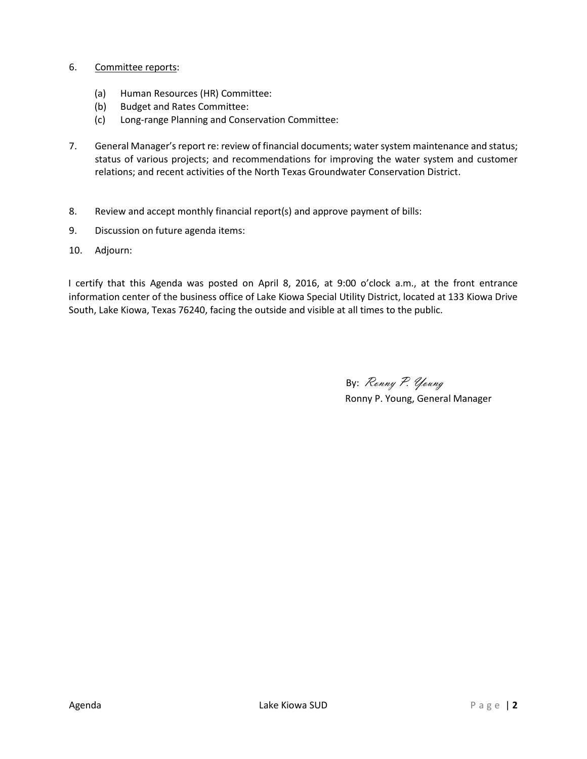6. <u>Committee reports</u>:

    (a) Human Resources (HR) Committee:
    (b) Budget and Rates Committee:
    (c) Long-range Planning and Conservation Committee:

7. General Manager's report re: review of financial documents; water system maintenance and status; status of various projects; and recommendations for improving the water system and customer relations; and recent activities of the North Texas Groundwater Conservation District.

8. Review and accept monthly financial report(s) and approve payment of bills:

9. Discussion on future agenda items:

10. Adjourn:

I certify that this Agenda was posted on April 8, 2016, at 9:00 o'clock a.m., at the front entrance information center of the business office of Lake Kiowa Special Utility District, located at 133 Kiowa Drive South, Lake Kiowa, Texas 76240, facing the outside and visible at all times to the public.

By: *Ronny P. Young*
Ronny P. Young, General Manager